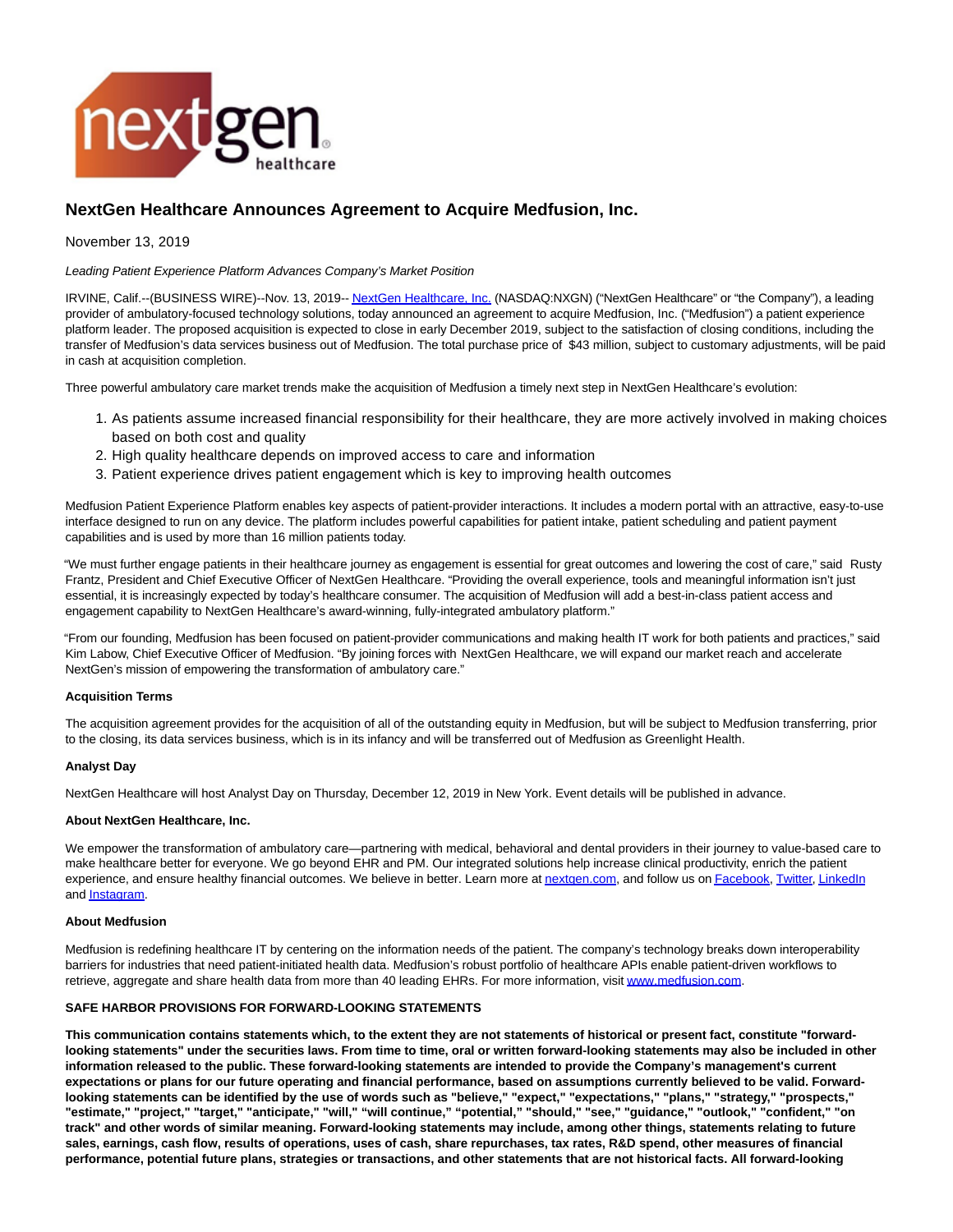# NextGen Healthcare Announces Agreement to Acquire Medfusion, Inc.

November 13, 2019

*Leading Patient Experience Platform Advances Company's Market Position*

IRVINE, Calif.--(BUSINESS WIRE)--Nov. 13, 2019-- NextGen Healthcare, Inc. (NASDAQ:NXGN) ("NextGen Healthcare" or "the Company"), a leading provider of ambulatory-focused technology solutions, today announced an agreement to acquire Medfusion, Inc. ("Medfusion") a patient experience platform leader. The proposed acquisition is expected to close in early December 2019, subject to the satisfaction of closing conditions, including the transfer of Medfusion's data services business out of Medfusion. The total purchase price of $43 million, subject to customary adjustments, will be paid in cash at acquisition completion.

Three powerful ambulatory care market trends make the acquisition of Medfusion a timely next step in NextGen Healthcare's evolution:

1. As patients assume increased financial responsibility for their healthcare, they are more actively involved in making choices based on both cost and quality
2. High quality healthcare depends on improved access to care and information
3. Patient experience drives patient engagement which is key to improving health outcomes

Medfusion Patient Experience Platform enables key aspects of patient-provider interactions. It includes a modern portal with an attractive, easy-to-use interface designed to run on any device. The platform includes powerful capabilities for patient intake, patient scheduling and patient payment capabilities and is used by more than 16 million patients today.

"We must further engage patients in their healthcare journey as engagement is essential for great outcomes and lowering the cost of care," said Rusty Frantz, President and Chief Executive Officer of NextGen Healthcare. "Providing the overall experience, tools and meaningful information isn't just essential, it is increasingly expected by today's healthcare consumer. The acquisition of Medfusion will add a best-in-class patient access and engagement capability to NextGen Healthcare's award-winning, fully-integrated ambulatory platform."

"From our founding, Medfusion has been focused on patient-provider communications and making health IT work for both patients and practices," said Kim Labow, Chief Executive Officer of Medfusion. "By joining forces with NextGen Healthcare, we will expand our market reach and accelerate NextGen's mission of empowering the transformation of ambulatory care."

**Acquisition Terms**

The acquisition agreement provides for the acquisition of all of the outstanding equity in Medfusion, but will be subject to Medfusion transferring, prior to the closing, its data services business, which is in its infancy and will be transferred out of Medfusion as Greenlight Health.

**Analyst Day**

NextGen Healthcare will host Analyst Day on Thursday, December 12, 2019 in New York. Event details will be published in advance.

**About NextGen Healthcare, Inc.**

We empower the transformation of ambulatory care—partnering with medical, behavioral and dental providers in their journey to value-based care to make healthcare better for everyone. We go beyond EHR and PM. Our integrated solutions help increase clinical productivity, enrich the patient experience, and ensure healthy financial outcomes. We believe in better. Learn more at nextgen.com, and follow us on Facebook, Twitter, LinkedIn and Instagram.

**About Medfusion**

Medfusion is redefining healthcare IT by centering on the information needs of the patient. The company's technology breaks down interoperability barriers for industries that need patient-initiated health data. Medfusion's robust portfolio of healthcare APIs enable patient-driven workflows to retrieve, aggregate and share health data from more than 40 leading EHRs. For more information, visit www.medfusion.com.

**SAFE HARBOR PROVISIONS FOR FORWARD-LOOKING STATEMENTS**

**This communication contains statements which, to the extent they are not statements of historical or present fact, constitute "forward-looking statements" under the securities laws. From time to time, oral or written forward-looking statements may also be included in other information released to the public. These forward-looking statements are intended to provide the Company's management's current expectations or plans for our future operating and financial performance, based on assumptions currently believed to be valid. Forward-looking statements can be identified by the use of words such as "believe," "expect," "expectations," "plans," "strategy," "prospects," "estimate," "project," "target," "anticipate," "will," "will continue," "potential," "should," "see," "guidance," "outlook," "confident," "on track" and other words of similar meaning. Forward-looking statements may include, among other things, statements relating to future sales, earnings, cash flow, results of operations, uses of cash, share repurchases, tax rates, R&D spend, other measures of financial performance, potential future plans, strategies or transactions, and other statements that are not historical facts. All forward-looking**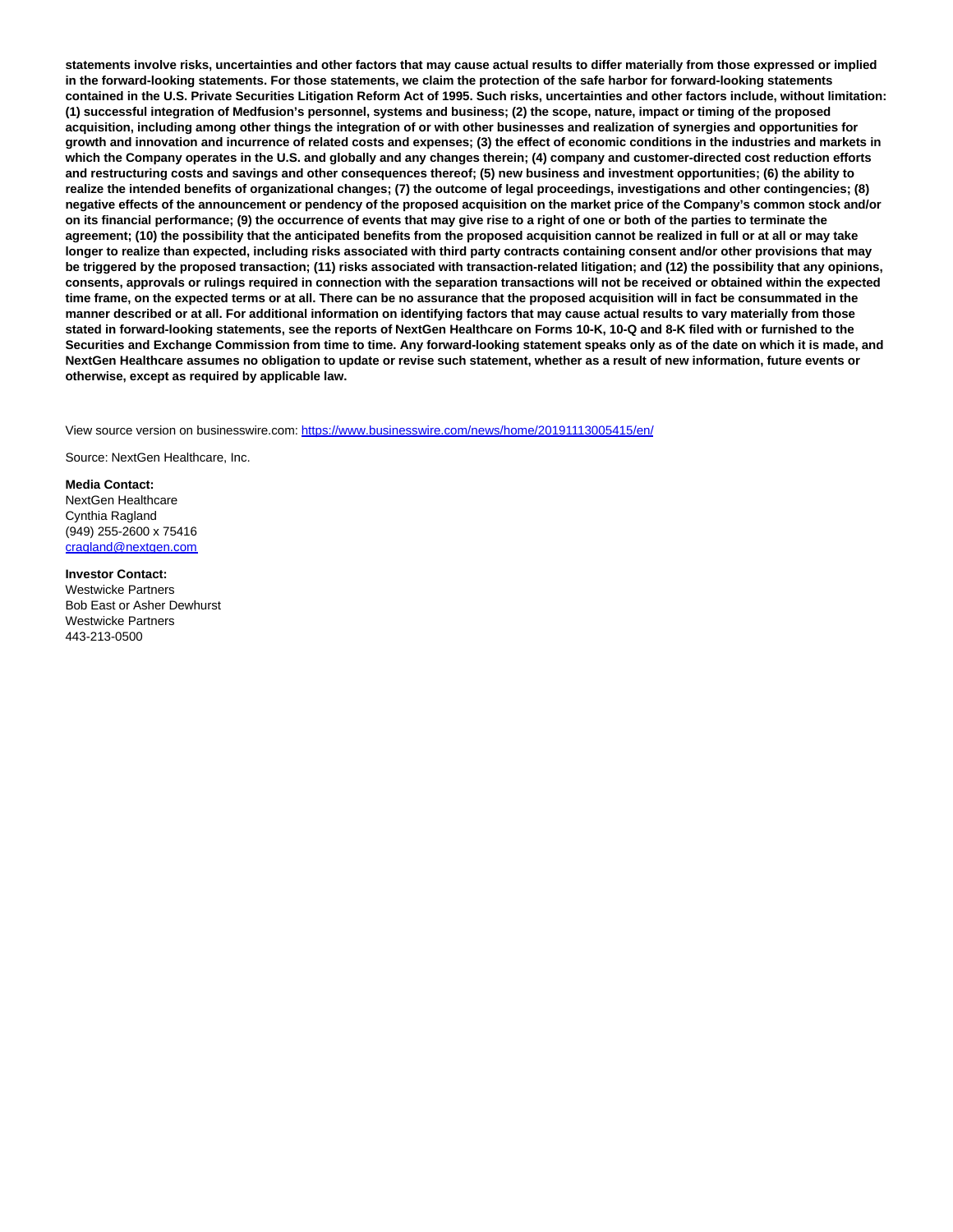**statements involve risks, uncertainties and other factors that may cause actual results to differ materially from those expressed or implied in the forward-looking statements. For those statements, we claim the protection of the safe harbor for forward-looking statements contained in the U.S. Private Securities Litigation Reform Act of 1995. Such risks, uncertainties and other factors include, without limitation: (1) successful integration of Medfusion's personnel, systems and business; (2) the scope, nature, impact or timing of the proposed acquisition, including among other things the integration of or with other businesses and realization of synergies and opportunities for growth and innovation and incurrence of related costs and expenses; (3) the effect of economic conditions in the industries and markets in which the Company operates in the U.S. and globally and any changes therein; (4) company and customer-directed cost reduction efforts and restructuring costs and savings and other consequences thereof; (5) new business and investment opportunities; (6) the ability to realize the intended benefits of organizational changes; (7) the outcome of legal proceedings, investigations and other contingencies; (8) negative effects of the announcement or pendency of the proposed acquisition on the market price of the Company's common stock and/or on its financial performance; (9) the occurrence of events that may give rise to a right of one or both of the parties to terminate the agreement; (10) the possibility that the anticipated benefits from the proposed acquisition cannot be realized in full or at all or may take longer to realize than expected, including risks associated with third party contracts containing consent and/or other provisions that may be triggered by the proposed transaction; (11) risks associated with transaction-related litigation; and (12) the possibility that any opinions, consents, approvals or rulings required in connection with the separation transactions will not be received or obtained within the expected time frame, on the expected terms or at all. There can be no assurance that the proposed acquisition will in fact be consummated in the manner described or at all. For additional information on identifying factors that may cause actual results to vary materially from those stated in forward-looking statements, see the reports of NextGen Healthcare on Forms 10-K, 10-Q and 8-K filed with or furnished to the Securities and Exchange Commission from time to time. Any forward-looking statement speaks only as of the date on which it is made, and NextGen Healthcare assumes no obligation to update or revise such statement, whether as a result of new information, future events or otherwise, except as required by applicable law.**

View source version on businesswire.com: https://www.businesswire.com/news/home/20191113005415/en/

Source: NextGen Healthcare, Inc.

**Media Contact:**
NextGen Healthcare
Cynthia Ragland
(949) 255-2600 x 75416
cragland@nextgen.com

**Investor Contact:**
Westwicke Partners
Bob East or Asher Dewhurst
Westwicke Partners
443-213-0500